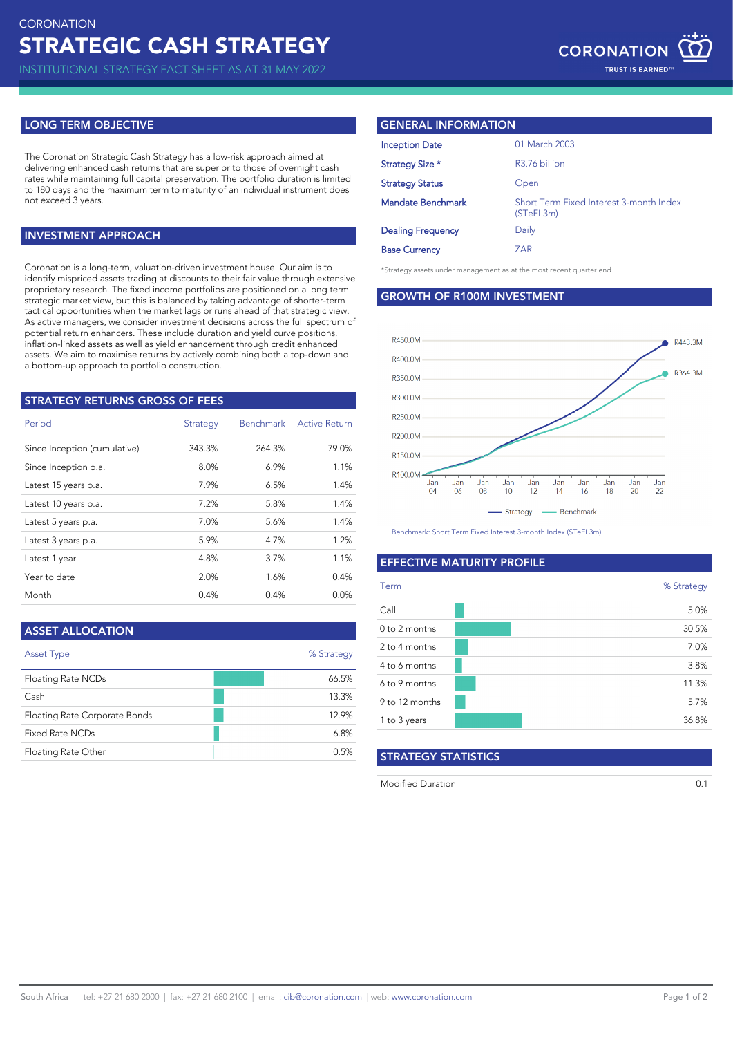CORONATION

# STRATEGIC CASH STRATEGY

INSTITUTIONAL STRATEGY FACT SHEET AS AT 31 MAY 2022

## LONG TERM OBJECTIVE

The Coronation Strategic Cash Strategy has a low-risk approach aimed at delivering enhanced cash returns that are superior to those of overnight cash rates while maintaining full capital preservation. The portfolio duration is limited to 180 days and the maximum term to maturity of an individual instrument does not exceed 3 years.

## INVESTMENT APPROACH

Coronation is a long-term, valuation-driven investment house. Our aim is to identify mispriced assets trading at discounts to their fair value through extensive proprietary research. The fixed income portfolios are positioned on a long term strategic market view, but this is balanced by taking advantage of shorter-term tactical opportunities when the market lags or runs ahead of that strategic view. As active managers, we consider investment decisions across the full spectrum of potential return enhancers. These include duration and yield curve positions, inflation-linked assets as well as yield enhancement through credit enhanced assets. We aim to maximise returns by actively combining both a top-down and a bottom-up approach to portfolio construction.

## STRATEGY RETURNS GROSS OF FEES

| Period | Strategy | Benchmark | Active Return |
|---|---|---|---|
| Since Inception (cumulative) | 343.3% | 264.3% | 79.0% |
| Since Inception p.a. | 8.0% | 6.9% | 1.1% |
| Latest 15 years p.a. | 7.9% | 6.5% | 1.4% |
| Latest 10 years p.a. | 7.2% | 5.8% | 1.4% |
| Latest 5 years p.a. | 7.0% | 5.6% | 1.4% |
| Latest 3 years p.a. | 5.9% | 4.7% | 1.2% |
| Latest 1 year | 4.8% | 3.7% | 1.1% |
| Year to date | 2.0% | 1.6% | 0.4% |
| Month | 0.4% | 0.4% | 0.0% |

## ASSET ALLOCATION

| Asset Type | % Strategy |
|---|---|
| Floating Rate NCDs | 66.5% |
| Cash | 13.3% |
| Floating Rate Corporate Bonds | 12.9% |
| Fixed Rate NCDs | 6.8% |
| Floating Rate Other | 0.5% |

## GENERAL INFORMATION

| | |
|---|---|
| Inception Date | 01 March 2003 |
| Strategy Size * | R3.76 billion |
| Strategy Status | Open |
| Mandate Benchmark | Short Term Fixed Interest 3-month Index (STeFI 3m) |
| Dealing Frequency | Daily |
| Base Currency | ZAR |

*Strategy assets under management as at the most recent quarter end.

## GROWTH OF R100M INVESTMENT

Strategy: R443.3M; Benchmark: R364.3M

Benchmark: Short Term Fixed Interest 3-month Index (STeFI 3m)

## EFFECTIVE MATURITY PROFILE

| Term | % Strategy |
|---|---|
| Call | 5.0% |
| 0 to 2 months | 30.5% |
| 2 to 4 months | 7.0% |
| 4 to 6 months | 3.8% |
| 6 to 9 months | 11.3% |
| 9 to 12 months | 5.7% |
| 1 to 3 years | 36.8% |

## STRATEGY STATISTICS

| | |
|---|---|
| Modified Duration | 0.1 |

South Africa tel: +27 21 680 2000 | fax: +27 21 680 2100 | email: cib@coronation.com | web: www.coronation.com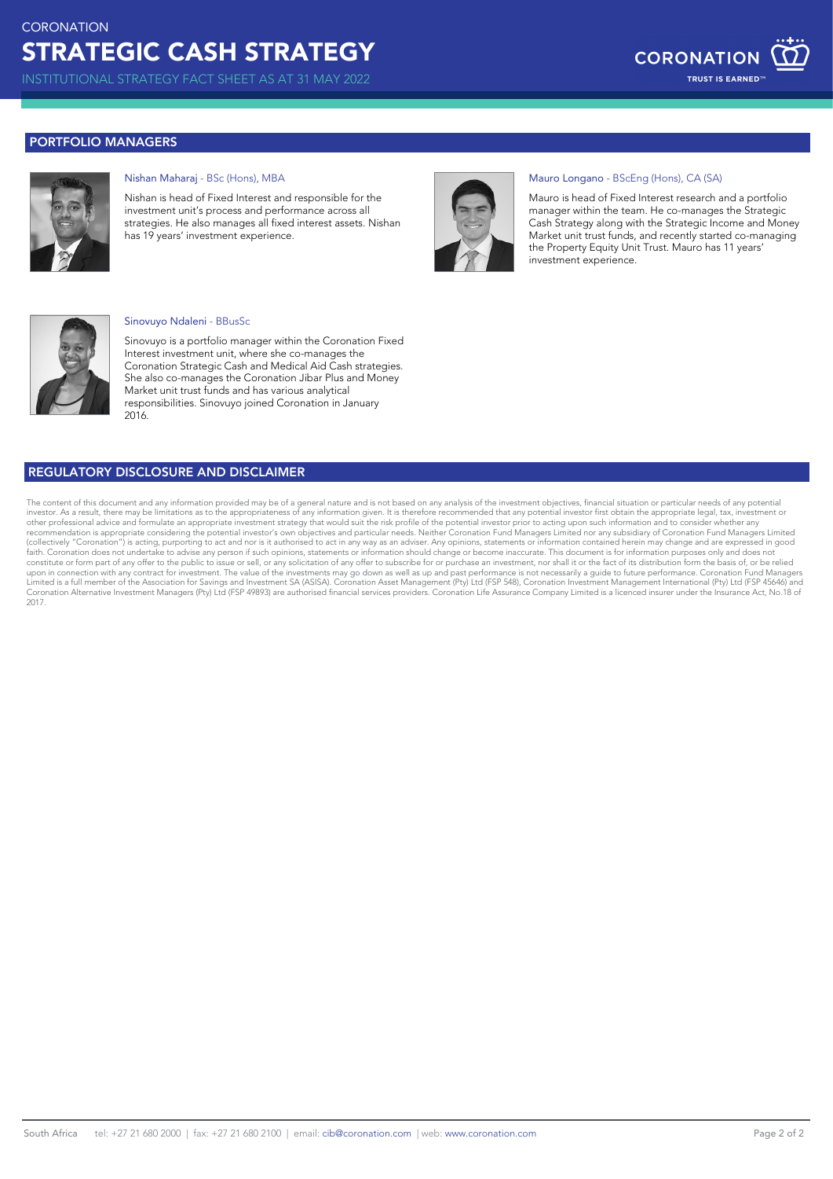## PORTFOLIO MANAGERS

**Nishan Maharaj** - BSc (Hons), MBA

Nishan is head of Fixed Interest and responsible for the investment unit's process and performance across all strategies. He also manages all fixed interest assets. Nishan has 19 years' investment experience.

**Mauro Longano** - BScEng (Hons), CA (SA)

Mauro is head of Fixed Interest research and a portfolio manager within the team. He co-manages the Strategic Cash Strategy along with the Strategic Income and Money Market unit trust funds, and recently started co-managing the Property Equity Unit Trust. Mauro has 11 years' investment experience.

**Sinovuyo Ndaleni** - BBusSc

Sinovuyo is a portfolio manager within the Coronation Fixed Interest investment unit, where she co-manages the Coronation Strategic Cash and Medical Aid Cash strategies. She also co-manages the Coronation Jibar Plus and Money Market unit trust funds and has various analytical responsibilities. Sinovuyo joined Coronation in January 2016.

## REGULATORY DISCLOSURE AND DISCLAIMER

The content of this document and any information provided may be of a general nature and is not based on any analysis of the investment objectives, financial situation or particular needs of any potential investor. As a result, there may be limitations as to the appropriateness of any information given. It is therefore recommended that any potential investor first obtain the appropriate legal, tax, investment or other professional advice and formulate an appropriate investment strategy that would suit the risk profile of the potential investor prior to acting upon such information and to consider whether any recommendation is appropriate considering the potential investor's own objectives and particular needs. Neither Coronation Fund Managers Limited nor any subsidiary of Coronation Fund Managers Limited (collectively "Coronation") is acting, purporting to act and nor is it authorised to act in any way as an adviser. Any opinions, statements or information contained herein may change and are expressed in good faith. Coronation does not undertake to advise any person if such opinions, statements or information should change or become inaccurate. This document is for information purposes only and does not constitute or form part of any offer to the public to issue or sell, or any solicitation of any offer to subscribe for or purchase an investment, nor shall it or the fact of its distribution form the basis of, or be relied upon in connection with any contract for investment. The value of the investments may go down as well as up and past performance is not necessarily a guide to future performance. Coronation Fund Managers Limited is a full member of the Association for Savings and Investment SA (ASISA). Coronation Asset Management (Pty) Ltd (FSP 548), Coronation Investment Management International (Pty) Ltd (FSP 45646) and Coronation Alternative Investment Managers (Pty) Ltd (FSP 49893) are authorised financial services providers. Coronation Life Assurance Company Limited is a licenced insurer under the Insurance Act, No.18 of 2017.

South Africa tel: +27 21 680 2000 | fax: +27 21 680 2100 | email: cib@coronation.com | web: www.coronation.com